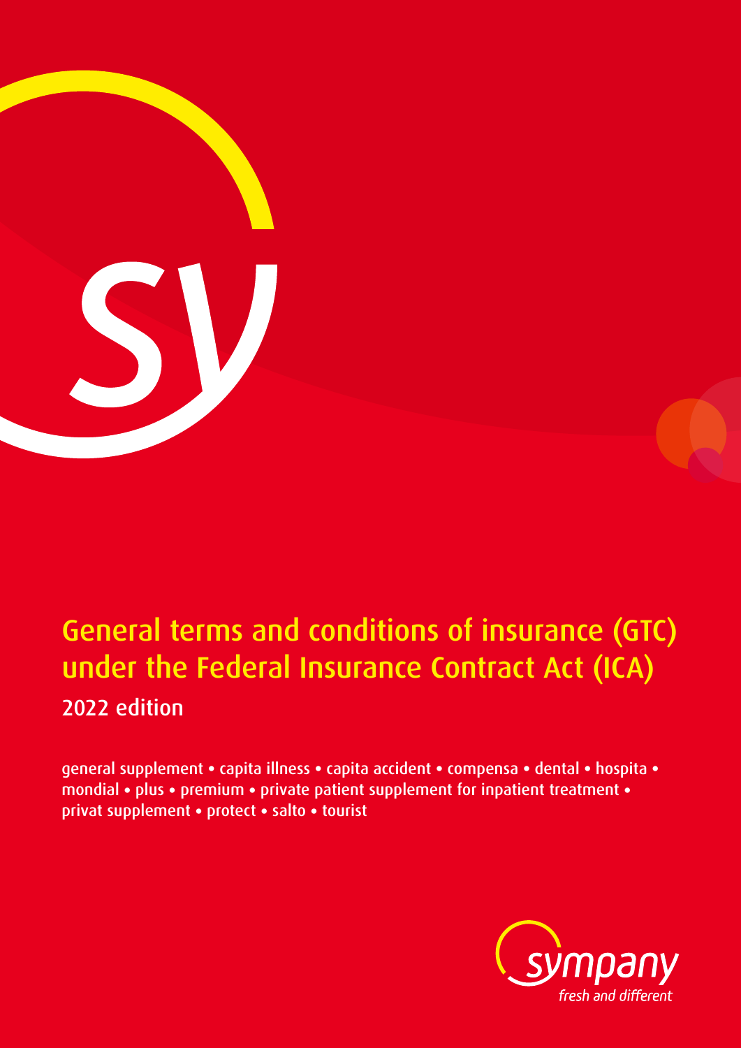# General terms and conditions of insurance (GTC) under the Federal Insurance Contract Act (ICA)

2022 edition

general supplement • capita illness • capita accident • compensa • dental • hospita • mondial • plus • premium • private patient supplement for inpatient treatment • privat supplement • protect • salto • tourist

sympany

fresh and different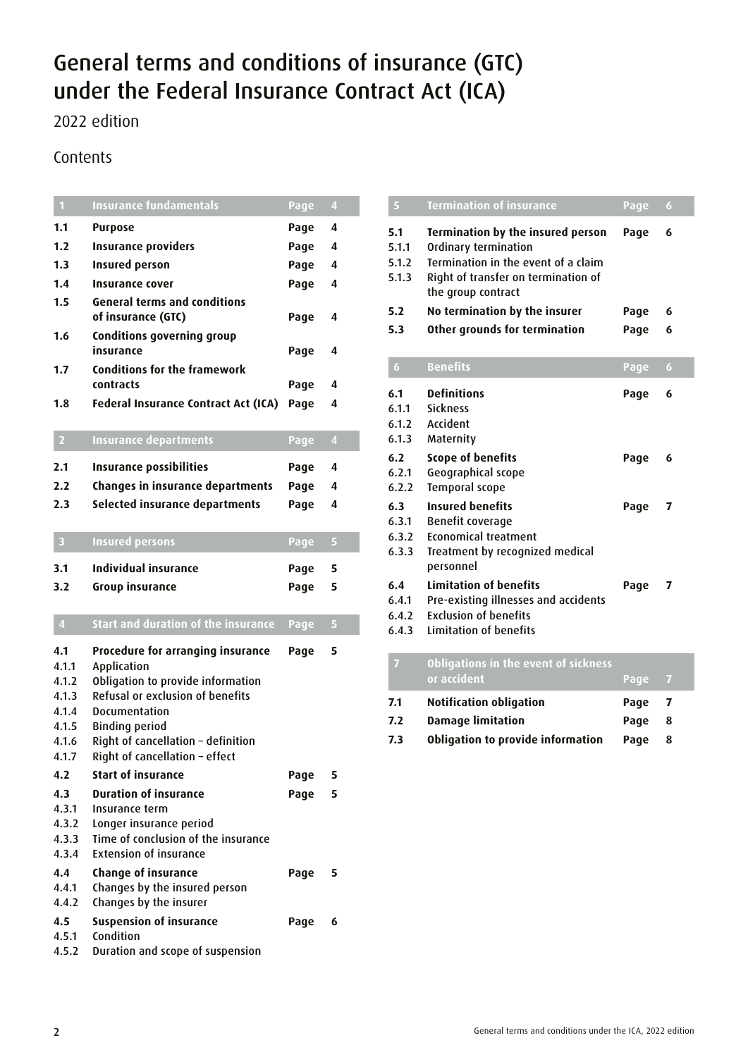# General terms and conditions of insurance (GTC) under the Federal Insurance Contract Act (ICA)

2022 edition

## Contents

| **1** | **Insurance fundamentals** | **Page** | **4** |
|---|---|---|---|
| **1.1** | **Purpose** | **Page** | **4** |
| **1.2** | **Insurance providers** | **Page** | **4** |
| **1.3** | **Insured person** | **Page** | **4** |
| **1.4** | **Insurance cover** | **Page** | **4** |
| **1.5** | **General terms and conditions of insurance (GTC)** | **Page** | **4** |
| **1.6** | **Conditions governing group insurance** | **Page** | **4** |
| **1.7** | **Conditions for the framework contracts** | **Page** | **4** |
| **1.8** | **Federal Insurance Contract Act (ICA)** | **Page** | **4** |

| **2** | **Insurance departments** | **Page** | **4** |
|---|---|---|---|
| **2.1** | **Insurance possibilities** | **Page** | **4** |
| **2.2** | **Changes in insurance departments** | **Page** | **4** |
| **2.3** | **Selected insurance departments** | **Page** | **4** |

| **3** | **Insured persons** | **Page** | **5** |
|---|---|---|---|
| **3.1** | **Individual insurance** | **Page** | **5** |
| **3.2** | **Group insurance** | **Page** | **5** |

| **4** | **Start and duration of the insurance** | **Page** | **5** |
|---|---|---|---|
| **4.1** | **Procedure for arranging insurance** | **Page** | **5** |
| 4.1.1 | Application | | |
| 4.1.2 | Obligation to provide information | | |
| 4.1.3 | Refusal or exclusion of benefits | | |
| 4.1.4 | Documentation | | |
| 4.1.5 | Binding period | | |
| 4.1.6 | Right of cancellation – definition | | |
| 4.1.7 | Right of cancellation – effect | | |
| **4.2** | **Start of insurance** | **Page** | **5** |
| **4.3** | **Duration of insurance** | **Page** | **5** |
| 4.3.1 | Insurance term | | |
| 4.3.2 | Longer insurance period | | |
| 4.3.3 | Time of conclusion of the insurance | | |
| 4.3.4 | Extension of insurance | | |
| **4.4** | **Change of insurance** | **Page** | **5** |
| 4.4.1 | Changes by the insured person | | |
| 4.4.2 | Changes by the insurer | | |
| **4.5** | **Suspension of insurance** | **Page** | **6** |
| 4.5.1 | Condition | | |
| 4.5.2 | Duration and scope of suspension | | |

| **5** | **Termination of insurance** | **Page** | **6** |
|---|---|---|---|
| **5.1** | **Termination by the insured person** | **Page** | **6** |
| 5.1.1 | Ordinary termination | | |
| 5.1.2 | Termination in the event of a claim | | |
| 5.1.3 | Right of transfer on termination of the group contract | | |
| **5.2** | **No termination by the insurer** | **Page** | **6** |
| **5.3** | **Other grounds for termination** | **Page** | **6** |

| **6** | **Benefits** | **Page** | **6** |
|---|---|---|---|
| **6.1** | **Definitions** | **Page** | **6** |
| 6.1.1 | Sickness | | |
| 6.1.2 | Accident | | |
| 6.1.3 | Maternity | | |
| **6.2** | **Scope of benefits** | **Page** | **6** |
| 6.2.1 | Geographical scope | | |
| 6.2.2 | Temporal scope | | |
| **6.3** | **Insured benefits** | **Page** | **7** |
| 6.3.1 | Benefit coverage | | |
| 6.3.2 | Economical treatment | | |
| 6.3.3 | Treatment by recognized medical personnel | | |
| **6.4** | **Limitation of benefits** | **Page** | **7** |
| 6.4.1 | Pre-existing illnesses and accidents | | |
| 6.4.2 | Exclusion of benefits | | |
| 6.4.3 | Limitation of benefits | | |

| **7** | **Obligations in the event of sickness or accident** | **Page** | **7** |
|---|---|---|---|
| **7.1** | **Notification obligation** | **Page** | **7** |
| **7.2** | **Damage limitation** | **Page** | **8** |
| **7.3** | **Obligation to provide information** | **Page** | **8** |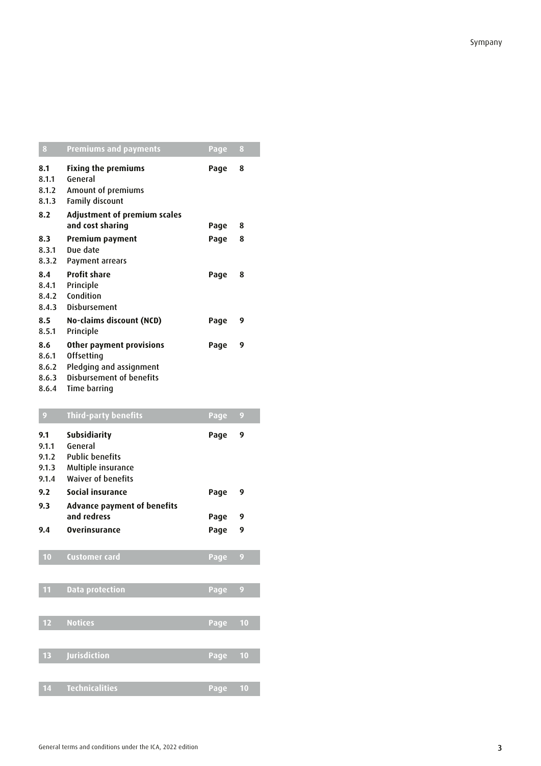| 8 | Premiums and payments | Page | 8 |
|---|---|---|---|
| **8.1** | **Fixing the premiums** | **Page** | **8** |
| 8.1.1 | General | | |
| 8.1.2 | Amount of premiums | | |
| 8.1.3 | Family discount | | |
| **8.2** | **Adjustment of premium scales and cost sharing** | **Page** | **8** |
| **8.3** | **Premium payment** | **Page** | **8** |
| 8.3.1 | Due date | | |
| 8.3.2 | Payment arrears | | |
| **8.4** | **Profit share** | **Page** | **8** |
| 8.4.1 | Principle | | |
| 8.4.2 | Condition | | |
| 8.4.3 | Disbursement | | |
| **8.5** | **No-claims discount (NCD)** | **Page** | **9** |
| 8.5.1 | Principle | | |
| **8.6** | **Other payment provisions** | **Page** | **9** |
| 8.6.1 | Offsetting | | |
| 8.6.2 | Pledging and assignment | | |
| 8.6.3 | Disbursement of benefits | | |
| 8.6.4 | Time barring | | |

| 9 | Third-party benefits | Page | 9 |
|---|---|---|---|
| **9.1** | **Subsidiarity** | **Page** | **9** |
| 9.1.1 | General | | |
| 9.1.2 | Public benefits | | |
| 9.1.3 | Multiple insurance | | |
| 9.1.4 | Waiver of benefits | | |
| **9.2** | **Social insurance** | **Page** | **9** |
| **9.3** | **Advance payment of benefits and redress** | **Page** | **9** |
| **9.4** | **Overinsurance** | **Page** | **9** |

| 10 | Customer card | Page | 9 |
|---|---|---|---|

| 11 | Data protection | Page | 9 |
|---|---|---|---|

| 12 | Notices | Page | 10 |
|---|---|---|---|

| 13 | Jurisdiction | Page | 10 |
|---|---|---|---|

| 14 | Technicalities | Page | 10 |
|---|---|---|---|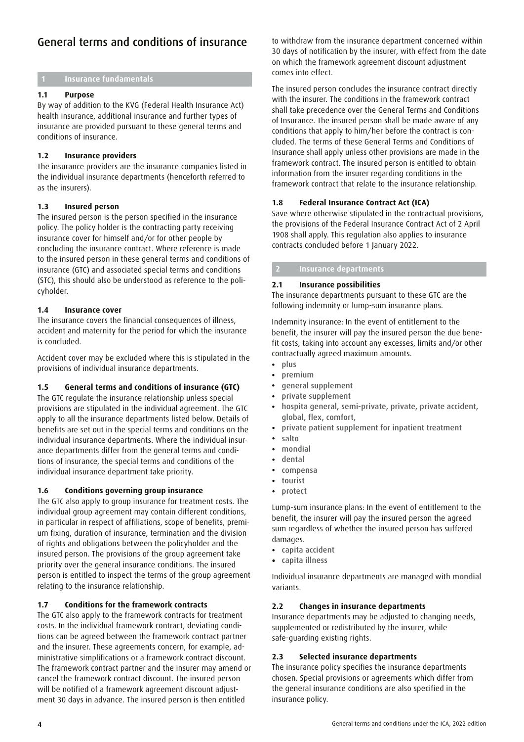# General terms and conditions of insurance

## 1 Insurance fundamentals

### 1.1 Purpose

By way of addition to the KVG (Federal Health Insurance Act) health insurance, additional insurance and further types of insurance are provided pursuant to these general terms and conditions of insurance.

### 1.2 Insurance providers

The insurance providers are the insurance companies listed in the individual insurance departments (henceforth referred to as the insurers).

### 1.3 Insured person

The insured person is the person specified in the insurance policy. The policy holder is the contracting party receiving insurance cover for himself and/or for other people by concluding the insurance contract. Where reference is made to the insured person in these general terms and conditions of insurance (GTC) and associated special terms and conditions (STC), this should also be understood as reference to the policyholder.

### 1.4 Insurance cover

The insurance covers the financial consequences of illness, accident and maternity for the period for which the insurance is concluded.

Accident cover may be excluded where this is stipulated in the provisions of individual insurance departments.

### 1.5 General terms and conditions of insurance (GTC)

The GTC regulate the insurance relationship unless special provisions are stipulated in the individual agreement. The GTC apply to all the insurance departments listed below. Details of benefits are set out in the special terms and conditions on the individual insurance departments. Where the individual insurance departments differ from the general terms and conditions of insurance, the special terms and conditions of the individual insurance department take priority.

### 1.6 Conditions governing group insurance

The GTC also apply to group insurance for treatment costs. The individual group agreement may contain different conditions, in particular in respect of affiliations, scope of benefits, premium fixing, duration of insurance, termination and the division of rights and obligations between the policyholder and the insured person. The provisions of the group agreement take priority over the general insurance conditions. The insured person is entitled to inspect the terms of the group agreement relating to the insurance relationship.

### 1.7 Conditions for the framework contracts

The GTC also apply to the framework contracts for treatment costs. In the individual framework contract, deviating conditions can be agreed between the framework contract partner and the insurer. These agreements concern, for example, administrative simplifications or a framework contract discount. The framework contract partner and the insurer may amend or cancel the framework contract discount. The insured person will be notified of a framework agreement discount adjustment 30 days in advance. The insured person is then entitled to withdraw from the insurance department concerned within 30 days of notification by the insurer, with effect from the date on which the framework agreement discount adjustment comes into effect.

The insured person concludes the insurance contract directly with the insurer. The conditions in the framework contract shall take precedence over the General Terms and Conditions of Insurance. The insured person shall be made aware of any conditions that apply to him/her before the contract is concluded. The terms of these General Terms and Conditions of Insurance shall apply unless other provisions are made in the framework contract. The insured person is entitled to obtain information from the insurer regarding conditions in the framework contract that relate to the insurance relationship.

### 1.8 Federal Insurance Contract Act (ICA)

Save where otherwise stipulated in the contractual provisions, the provisions of the Federal Insurance Contract Act of 2 April 1908 shall apply. This regulation also applies to insurance contracts concluded before 1 January 2022.

## 2 Insurance departments

### 2.1 Insurance possibilities

The insurance departments pursuant to these GTC are the following indemnity or lump-sum insurance plans.

Indemnity insurance: In the event of entitlement to the benefit, the insurer will pay the insured person the due benefit costs, taking into account any excesses, limits and/or other contractually agreed maximum amounts.

- plus
- premium
- general supplement
- private supplement
- hospita general, semi-private, private, private accident, global, flex, comfort,
- private patient supplement for inpatient treatment
- salto
- mondial
- dental
- compensa
- tourist
- protect

Lump-sum insurance plans: In the event of entitlement to the benefit, the insurer will pay the insured person the agreed sum regardless of whether the insured person has suffered damages.

- capita accident
- capita illness

Individual insurance departments are managed with mondial variants.

### 2.2 Changes in insurance departments

Insurance departments may be adjusted to changing needs, supplemented or redistributed by the insurer, while safe-guarding existing rights.

### 2.3 Selected insurance departments

The insurance policy specifies the insurance departments chosen. Special provisions or agreements which differ from the general insurance conditions are also specified in the insurance policy.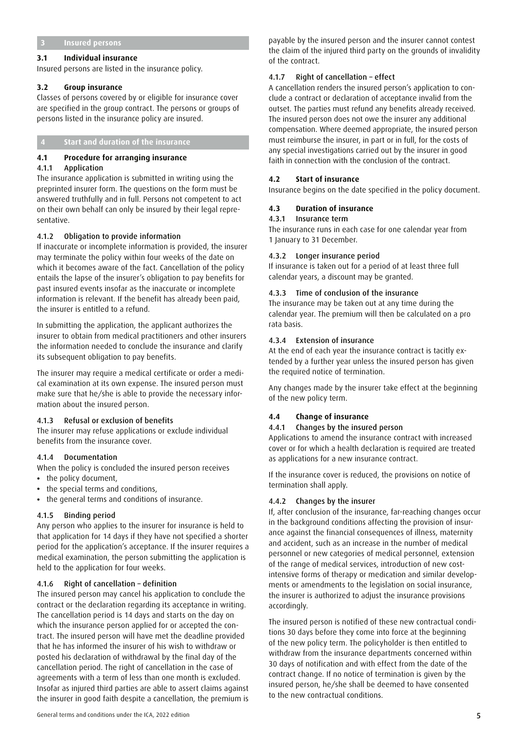## 3 Insured persons

### 3.1 Individual insurance

Insured persons are listed in the insurance policy.

### 3.2 Group insurance

Classes of persons covered by or eligible for insurance cover are specified in the group contract. The persons or groups of persons listed in the insurance policy are insured.

## 4 Start and duration of the insurance

### 4.1 Procedure for arranging insurance

#### 4.1.1 Application

The insurance application is submitted in writing using the preprinted insurer form. The questions on the form must be answered truthfully and in full. Persons not competent to act on their own behalf can only be insured by their legal representative.

#### 4.1.2 Obligation to provide information

If inaccurate or incomplete information is provided, the insurer may terminate the policy within four weeks of the date on which it becomes aware of the fact. Cancellation of the policy entails the lapse of the insurer's obligation to pay benefits for past insured events insofar as the inaccurate or incomplete information is relevant. If the benefit has already been paid, the insurer is entitled to a refund.

In submitting the application, the applicant authorizes the insurer to obtain from medical practitioners and other insurers the information needed to conclude the insurance and clarify its subsequent obligation to pay benefits.

The insurer may require a medical certificate or order a medical examination at its own expense. The insured person must make sure that he/she is able to provide the necessary information about the insured person.

#### 4.1.3 Refusal or exclusion of benefits

The insurer may refuse applications or exclude individual benefits from the insurance cover.

#### 4.1.4 Documentation

When the policy is concluded the insured person receives

- the policy document,
- the special terms and conditions,
- the general terms and conditions of insurance.

#### 4.1.5 Binding period

Any person who applies to the insurer for insurance is held to that application for 14 days if they have not specified a shorter period for the application's acceptance. If the insurer requires a medical examination, the person submitting the application is held to the application for four weeks.

#### 4.1.6 Right of cancellation – definition

The insured person may cancel his application to conclude the contract or the declaration regarding its acceptance in writing. The cancellation period is 14 days and starts on the day on which the insurance person applied for or accepted the contract. The insured person will have met the deadline provided that he has informed the insurer of his wish to withdraw or posted his declaration of withdrawal by the final day of the cancellation period. The right of cancellation in the case of agreements with a term of less than one month is excluded. Insofar as injured third parties are able to assert claims against the insurer in good faith despite a cancellation, the premium is payable by the insured person and the insurer cannot contest the claim of the injured third party on the grounds of invalidity of the contract.

#### 4.1.7 Right of cancellation – effect

A cancellation renders the insured person's application to conclude a contract or declaration of acceptance invalid from the outset. The parties must refund any benefits already received. The insured person does not owe the insurer any additional compensation. Where deemed appropriate, the insured person must reimburse the insurer, in part or in full, for the costs of any special investigations carried out by the insurer in good faith in connection with the conclusion of the contract.

### 4.2 Start of insurance

Insurance begins on the date specified in the policy document.

### 4.3 Duration of insurance

#### 4.3.1 Insurance term

The insurance runs in each case for one calendar year from 1 January to 31 December.

#### 4.3.2 Longer insurance period

If insurance is taken out for a period of at least three full calendar years, a discount may be granted.

#### 4.3.3 Time of conclusion of the insurance

The insurance may be taken out at any time during the calendar year. The premium will then be calculated on a pro rata basis.

#### 4.3.4 Extension of insurance

At the end of each year the insurance contract is tacitly extended by a further year unless the insured person has given the required notice of termination.

Any changes made by the insurer take effect at the beginning of the new policy term.

### 4.4 Change of insurance

#### 4.4.1 Changes by the insured person

Applications to amend the insurance contract with increased cover or for which a health declaration is required are treated as applications for a new insurance contract.

If the insurance cover is reduced, the provisions on notice of termination shall apply.

#### 4.4.2 Changes by the insurer

If, after conclusion of the insurance, far-reaching changes occur in the background conditions affecting the provision of insurance against the financial consequences of illness, maternity and accident, such as an increase in the number of medical personnel or new categories of medical personnel, extension of the range of medical services, introduction of new cost-intensive forms of therapy or medication and similar developments or amendments to the legislation on social insurance, the insurer is authorized to adjust the insurance provisions accordingly.

The insured person is notified of these new contractual conditions 30 days before they come into force at the beginning of the new policy term. The policyholder is then entitled to withdraw from the insurance departments concerned within 30 days of notification and with effect from the date of the contract change. If no notice of termination is given by the insured person, he/she shall be deemed to have consented to the new contractual conditions.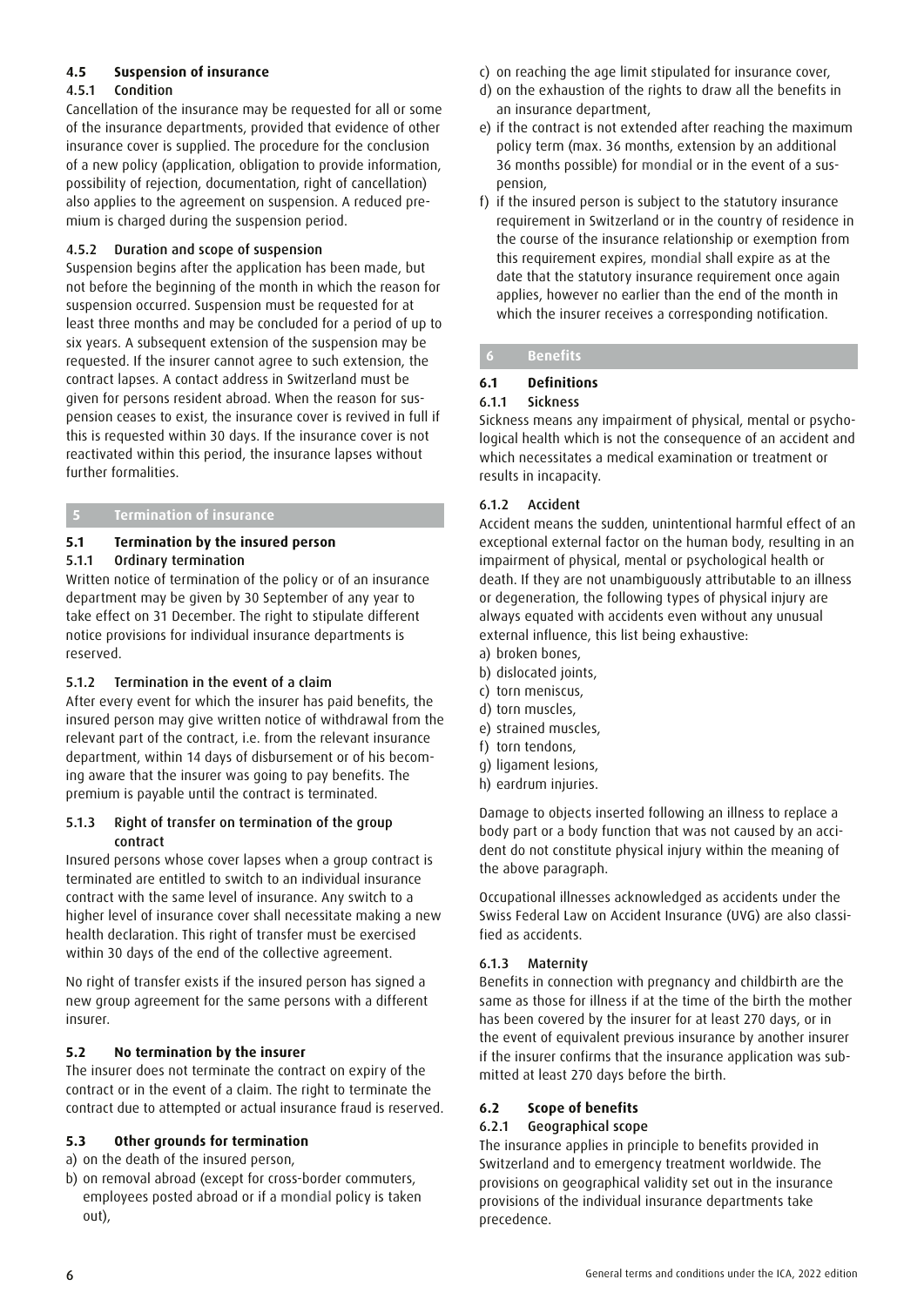### 4.5 Suspension of insurance

#### 4.5.1 Condition

Cancellation of the insurance may be requested for all or some of the insurance departments, provided that evidence of other insurance cover is supplied. The procedure for the conclusion of a new policy (application, obligation to provide information, possibility of rejection, documentation, right of cancellation) also applies to the agreement on suspension. A reduced premium is charged during the suspension period.

#### 4.5.2 Duration and scope of suspension

Suspension begins after the application has been made, but not before the beginning of the month in which the reason for suspension occurred. Suspension must be requested for at least three months and may be concluded for a period of up to six years. A subsequent extension of the suspension may be requested. If the insurer cannot agree to such extension, the contract lapses. A contact address in Switzerland must be given for persons resident abroad. When the reason for suspension ceases to exist, the insurance cover is revived in full if this is requested within 30 days. If the insurance cover is not reactivated within this period, the insurance lapses without further formalities.

## 5 Termination of insurance

### 5.1 Termination by the insured person

#### 5.1.1 Ordinary termination

Written notice of termination of the policy or of an insurance department may be given by 30 September of any year to take effect on 31 December. The right to stipulate different notice provisions for individual insurance departments is reserved.

#### 5.1.2 Termination in the event of a claim

After every event for which the insurer has paid benefits, the insured person may give written notice of withdrawal from the relevant part of the contract, i.e. from the relevant insurance department, within 14 days of disbursement or of his becoming aware that the insurer was going to pay benefits. The premium is payable until the contract is terminated.

#### 5.1.3 Right of transfer on termination of the group contract

Insured persons whose cover lapses when a group contract is terminated are entitled to switch to an individual insurance contract with the same level of insurance. Any switch to a higher level of insurance cover shall necessitate making a new health declaration. This right of transfer must be exercised within 30 days of the end of the collective agreement.

No right of transfer exists if the insured person has signed a new group agreement for the same persons with a different insurer.

### 5.2 No termination by the insurer

The insurer does not terminate the contract on expiry of the contract or in the event of a claim. The right to terminate the contract due to attempted or actual insurance fraud is reserved.

### 5.3 Other grounds for termination

a) on the death of the insured person,
b) on removal abroad (except for cross-border commuters, employees posted abroad or if a mondial policy is taken out),
c) on reaching the age limit stipulated for insurance cover,
d) on the exhaustion of the rights to draw all the benefits in an insurance department,
e) if the contract is not extended after reaching the maximum policy term (max. 36 months, extension by an additional 36 months possible) for mondial or in the event of a suspension,
f) if the insured person is subject to the statutory insurance requirement in Switzerland or in the country of residence in the course of the insurance relationship or exemption from this requirement expires, mondial shall expire as at the date that the statutory insurance requirement once again applies, however no earlier than the end of the month in which the insurer receives a corresponding notification.

## 6 Benefits

### 6.1 Definitions

#### 6.1.1 Sickness

Sickness means any impairment of physical, mental or psychological health which is not the consequence of an accident and which necessitates a medical examination or treatment or results in incapacity.

#### 6.1.2 Accident

Accident means the sudden, unintentional harmful effect of an exceptional external factor on the human body, resulting in an impairment of physical, mental or psychological health or death. If they are not unambiguously attributable to an illness or degeneration, the following types of physical injury are always equated with accidents even without any unusual external influence, this list being exhaustive:

a) broken bones,
b) dislocated joints,
c) torn meniscus,
d) torn muscles,
e) strained muscles,
f) torn tendons,
g) ligament lesions,
h) eardrum injuries.

Damage to objects inserted following an illness to replace a body part or a body function that was not caused by an accident do not constitute physical injury within the meaning of the above paragraph.

Occupational illnesses acknowledged as accidents under the Swiss Federal Law on Accident Insurance (UVG) are also classified as accidents.

#### 6.1.3 Maternity

Benefits in connection with pregnancy and childbirth are the same as those for illness if at the time of the birth the mother has been covered by the insurer for at least 270 days, or in the event of equivalent previous insurance by another insurer if the insurer confirms that the insurance application was submitted at least 270 days before the birth.

### 6.2 Scope of benefits

#### 6.2.1 Geographical scope

The insurance applies in principle to benefits provided in Switzerland and to emergency treatment worldwide. The provisions on geographical validity set out in the insurance provisions of the individual insurance departments take precedence.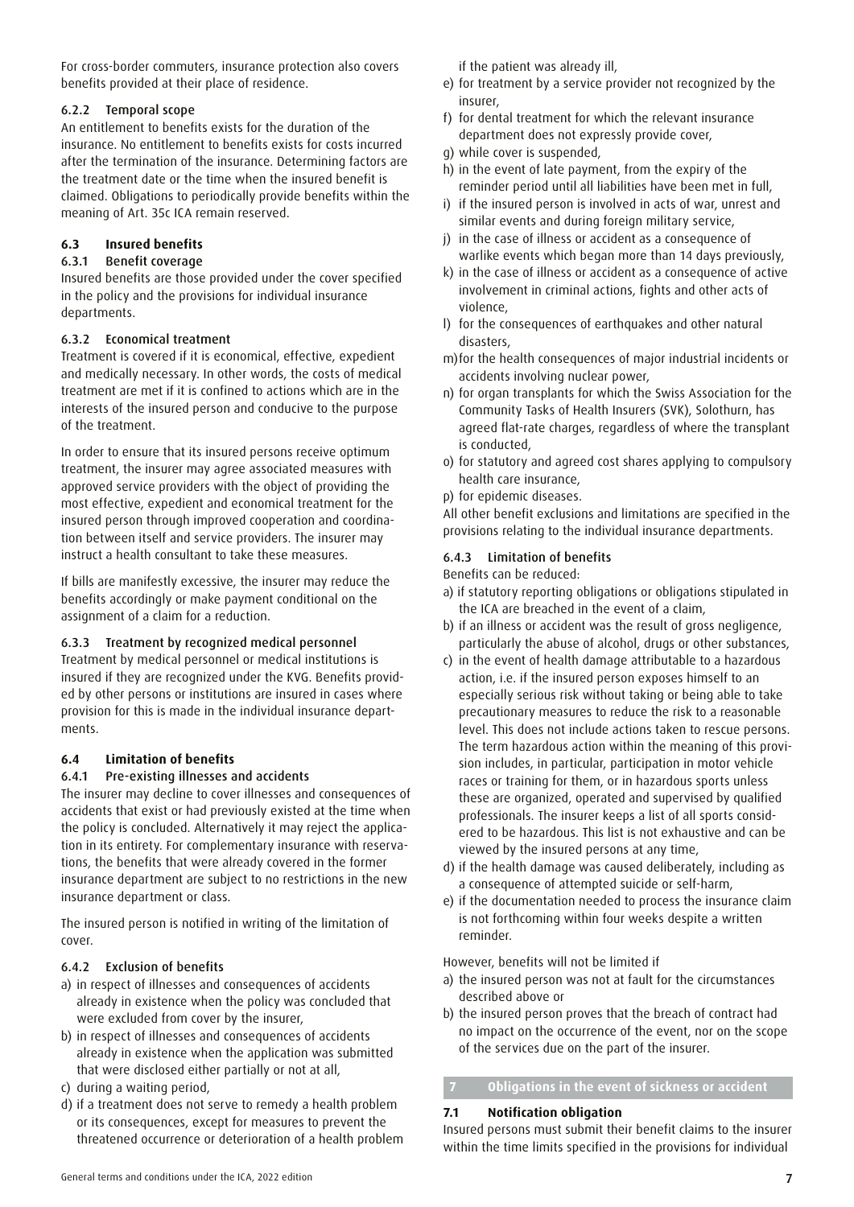For cross-border commuters, insurance protection also covers benefits provided at their place of residence.

#### 6.2.2 Temporal scope

An entitlement to benefits exists for the duration of the insurance. No entitlement to benefits exists for costs incurred after the termination of the insurance. Determining factors are the treatment date or the time when the insured benefit is claimed. Obligations to periodically provide benefits within the meaning of Art. 35c ICA remain reserved.

### 6.3 Insured benefits

#### 6.3.1 Benefit coverage

Insured benefits are those provided under the cover specified in the policy and the provisions for individual insurance departments.

#### 6.3.2 Economical treatment

Treatment is covered if it is economical, effective, expedient and medically necessary. In other words, the costs of medical treatment are met if it is confined to actions which are in the interests of the insured person and conducive to the purpose of the treatment.

In order to ensure that its insured persons receive optimum treatment, the insurer may agree associated measures with approved service providers with the object of providing the most effective, expedient and economical treatment for the insured person through improved cooperation and coordination between itself and service providers. The insurer may instruct a health consultant to take these measures.

If bills are manifestly excessive, the insurer may reduce the benefits accordingly or make payment conditional on the assignment of a claim for a reduction.

#### 6.3.3 Treatment by recognized medical personnel

Treatment by medical personnel or medical institutions is insured if they are recognized under the KVG. Benefits provided by other persons or institutions are insured in cases where provision for this is made in the individual insurance departments.

### 6.4 Limitation of benefits

#### 6.4.1 Pre-existing illnesses and accidents

The insurer may decline to cover illnesses and consequences of accidents that exist or had previously existed at the time when the policy is concluded. Alternatively it may reject the application in its entirety. For complementary insurance with reservations, the benefits that were already covered in the former insurance department are subject to no restrictions in the new insurance department or class.

The insured person is notified in writing of the limitation of cover.

#### 6.4.2 Exclusion of benefits

a) in respect of illnesses and consequences of accidents already in existence when the policy was concluded that were excluded from cover by the insurer,
b) in respect of illnesses and consequences of accidents already in existence when the application was submitted that were disclosed either partially or not at all,
c) during a waiting period,
d) if a treatment does not serve to remedy a health problem or its consequences, except for measures to prevent the threatened occurrence or deterioration of a health problem if the patient was already ill,
e) for treatment by a service provider not recognized by the insurer,
f) for dental treatment for which the relevant insurance department does not expressly provide cover,
g) while cover is suspended,
h) in the event of late payment, from the expiry of the reminder period until all liabilities have been met in full,
i) if the insured person is involved in acts of war, unrest and similar events and during foreign military service,
j) in the case of illness or accident as a consequence of warlike events which began more than 14 days previously,
k) in the case of illness or accident as a consequence of active involvement in criminal actions, fights and other acts of violence,
l) for the consequences of earthquakes and other natural disasters,
m) for the health consequences of major industrial incidents or accidents involving nuclear power,
n) for organ transplants for which the Swiss Association for the Community Tasks of Health Insurers (SVK), Solothurn, has agreed flat-rate charges, regardless of where the transplant is conducted,
o) for statutory and agreed cost shares applying to compulsory health care insurance,
p) for epidemic diseases.

All other benefit exclusions and limitations are specified in the provisions relating to the individual insurance departments.

#### 6.4.3 Limitation of benefits

Benefits can be reduced:

a) if statutory reporting obligations or obligations stipulated in the ICA are breached in the event of a claim,
b) if an illness or accident was the result of gross negligence, particularly the abuse of alcohol, drugs or other substances,
c) in the event of health damage attributable to a hazardous action, i.e. if the insured person exposes himself to an especially serious risk without taking or being able to take precautionary measures to reduce the risk to a reasonable level. This does not include actions taken to rescue persons. The term hazardous action within the meaning of this provision includes, in particular, participation in motor vehicle races or training for them, or in hazardous sports unless these are organized, operated and supervised by qualified professionals. The insurer keeps a list of all sports considered to be hazardous. This list is not exhaustive and can be viewed by the insured persons at any time,
d) if the health damage was caused deliberately, including as a consequence of attempted suicide or self-harm,
e) if the documentation needed to process the insurance claim is not forthcoming within four weeks despite a written reminder.

However, benefits will not be limited if

a) the insured person was not at fault for the circumstances described above or
b) the insured person proves that the breach of contract had no impact on the occurrence of the event, nor on the scope of the services due on the part of the insurer.

## 7 Obligations in the event of sickness or accident

### 7.1 Notification obligation

Insured persons must submit their benefit claims to the insurer within the time limits specified in the provisions for individual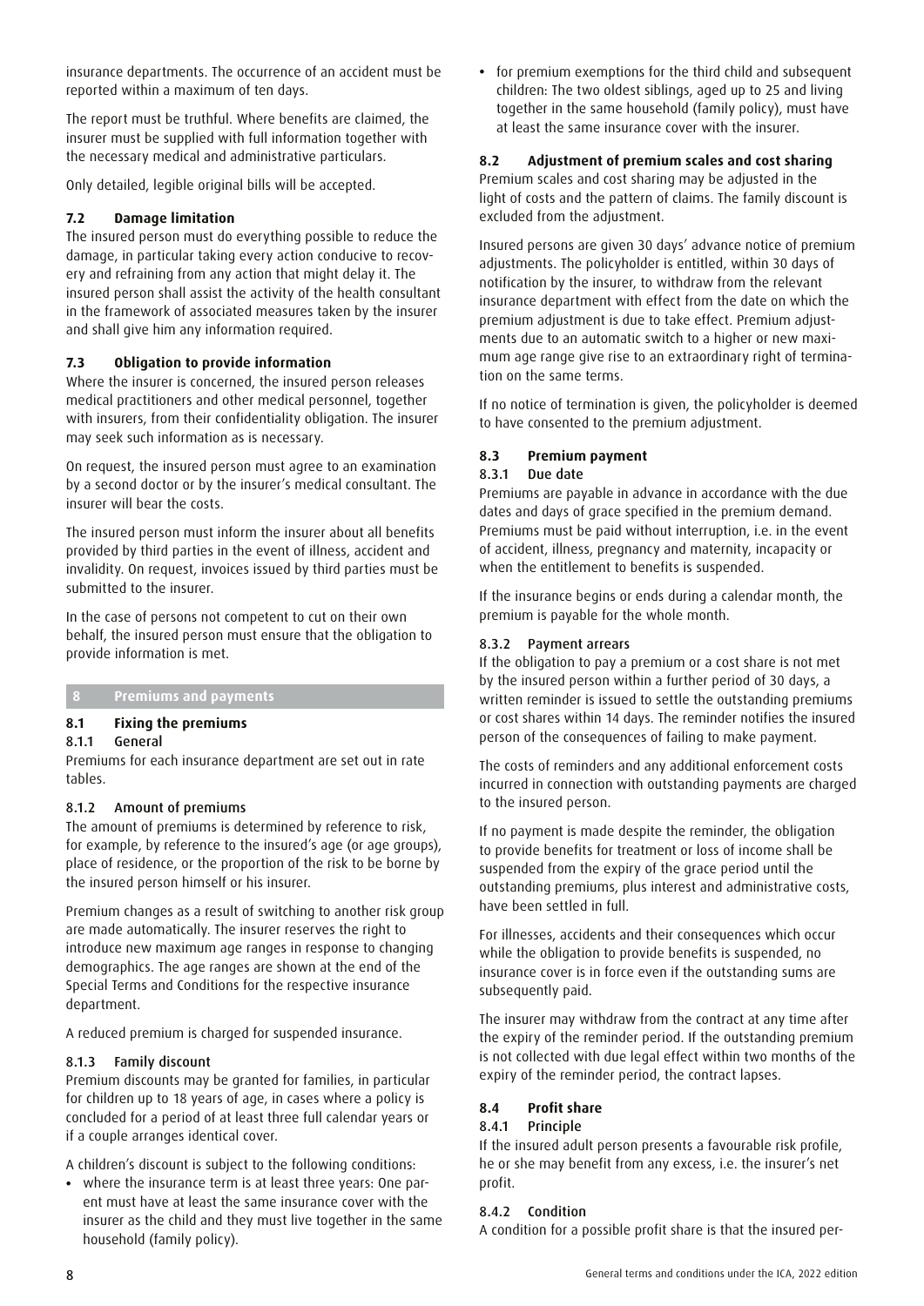insurance departments. The occurrence of an accident must be reported within a maximum of ten days.

The report must be truthful. Where benefits are claimed, the insurer must be supplied with full information together with the necessary medical and administrative particulars.

Only detailed, legible original bills will be accepted.

### 7.2 Damage limitation

The insured person must do everything possible to reduce the damage, in particular taking every action conducive to recovery and refraining from any action that might delay it. The insured person shall assist the activity of the health consultant in the framework of associated measures taken by the insurer and shall give him any information required.

### 7.3 Obligation to provide information

Where the insurer is concerned, the insured person releases medical practitioners and other medical personnel, together with insurers, from their confidentiality obligation. The insurer may seek such information as is necessary.

On request, the insured person must agree to an examination by a second doctor or by the insurer's medical consultant. The insurer will bear the costs.

The insured person must inform the insurer about all benefits provided by third parties in the event of illness, accident and invalidity. On request, invoices issued by third parties must be submitted to the insurer.

In the case of persons not competent to cut on their own behalf, the insured person must ensure that the obligation to provide information is met.

## 8 Premiums and payments

### 8.1 Fixing the premiums

#### 8.1.1 General

Premiums for each insurance department are set out in rate tables.

#### 8.1.2 Amount of premiums

The amount of premiums is determined by reference to risk, for example, by reference to the insured's age (or age groups), place of residence, or the proportion of the risk to be borne by the insured person himself or his insurer.

Premium changes as a result of switching to another risk group are made automatically. The insurer reserves the right to introduce new maximum age ranges in response to changing demographics. The age ranges are shown at the end of the Special Terms and Conditions for the respective insurance department.

A reduced premium is charged for suspended insurance.

#### 8.1.3 Family discount

Premium discounts may be granted for families, in particular for children up to 18 years of age, in cases where a policy is concluded for a period of at least three full calendar years or if a couple arranges identical cover.

A children's discount is subject to the following conditions:

- where the insurance term is at least three years: One parent must have at least the same insurance cover with the insurer as the child and they must live together in the same household (family policy).
- for premium exemptions for the third child and subsequent children: The two oldest siblings, aged up to 25 and living together in the same household (family policy), must have at least the same insurance cover with the insurer.

### 8.2 Adjustment of premium scales and cost sharing

Premium scales and cost sharing may be adjusted in the light of costs and the pattern of claims. The family discount is excluded from the adjustment.

Insured persons are given 30 days' advance notice of premium adjustments. The policyholder is entitled, within 30 days of notification by the insurer, to withdraw from the relevant insurance department with effect from the date on which the premium adjustment is due to take effect. Premium adjustments due to an automatic switch to a higher or new maximum age range give rise to an extraordinary right of termination on the same terms.

If no notice of termination is given, the policyholder is deemed to have consented to the premium adjustment.

### 8.3 Premium payment

#### 8.3.1 Due date

Premiums are payable in advance in accordance with the due dates and days of grace specified in the premium demand. Premiums must be paid without interruption, i.e. in the event of accident, illness, pregnancy and maternity, incapacity or when the entitlement to benefits is suspended.

If the insurance begins or ends during a calendar month, the premium is payable for the whole month.

#### 8.3.2 Payment arrears

If the obligation to pay a premium or a cost share is not met by the insured person within a further period of 30 days, a written reminder is issued to settle the outstanding premiums or cost shares within 14 days. The reminder notifies the insured person of the consequences of failing to make payment.

The costs of reminders and any additional enforcement costs incurred in connection with outstanding payments are charged to the insured person.

If no payment is made despite the reminder, the obligation to provide benefits for treatment or loss of income shall be suspended from the expiry of the grace period until the outstanding premiums, plus interest and administrative costs, have been settled in full.

For illnesses, accidents and their consequences which occur while the obligation to provide benefits is suspended, no insurance cover is in force even if the outstanding sums are subsequently paid.

The insurer may withdraw from the contract at any time after the expiry of the reminder period. If the outstanding premium is not collected with due legal effect within two months of the expiry of the reminder period, the contract lapses.

### 8.4 Profit share

#### 8.4.1 Principle

If the insured adult person presents a favourable risk profile, he or she may benefit from any excess, i.e. the insurer's net profit.

#### 8.4.2 Condition

A condition for a possible profit share is that the insured per-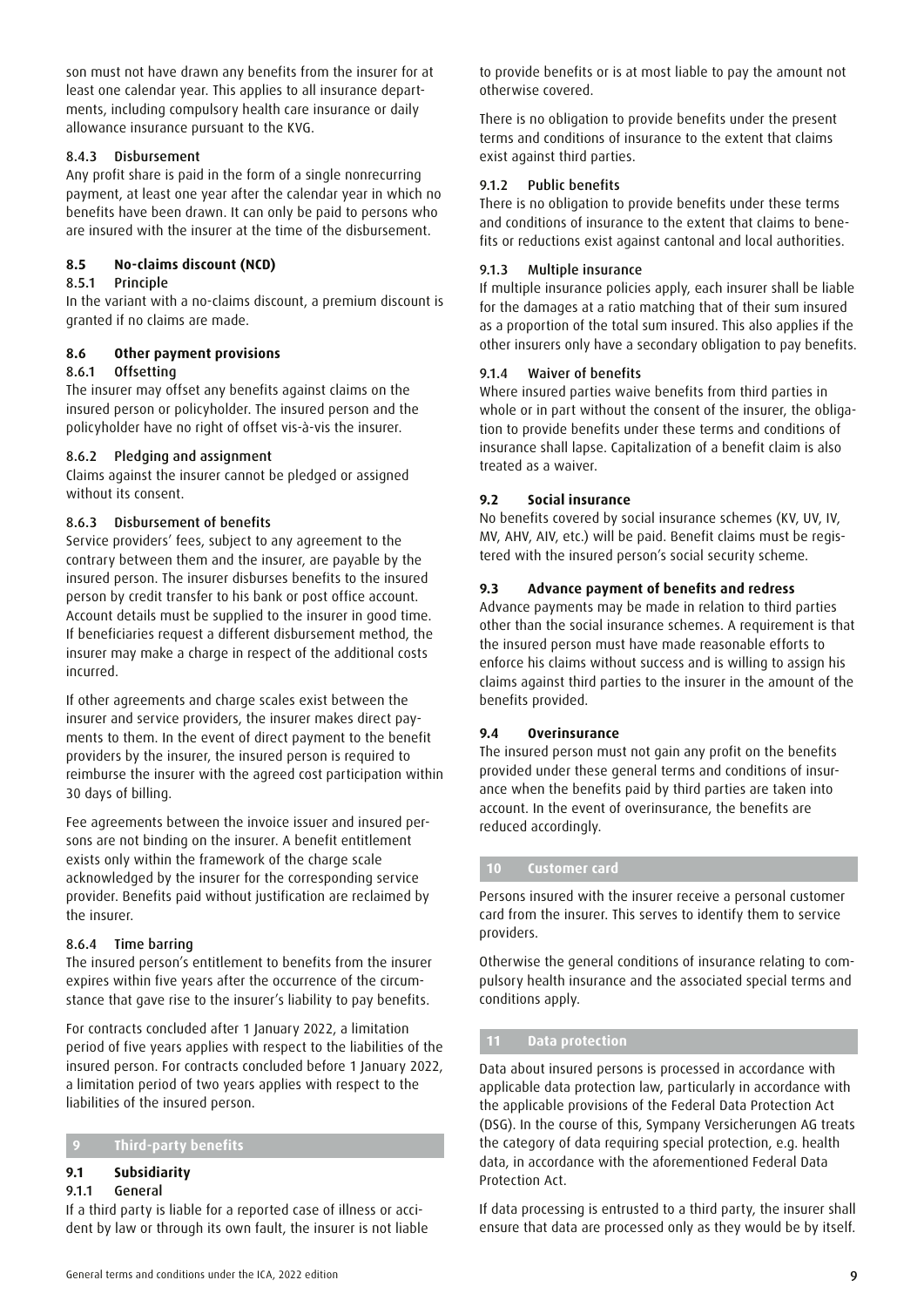son must not have drawn any benefits from the insurer for at least one calendar year. This applies to all insurance departments, including compulsory health care insurance or daily allowance insurance pursuant to the KVG.

#### 8.4.3 Disbursement

Any profit share is paid in the form of a single nonrecurring payment, at least one year after the calendar year in which no benefits have been drawn. It can only be paid to persons who are insured with the insurer at the time of the disbursement.

### 8.5 No-claims discount (NCD)

#### 8.5.1 Principle

In the variant with a no-claims discount, a premium discount is granted if no claims are made.

### 8.6 Other payment provisions

#### 8.6.1 Offsetting

The insurer may offset any benefits against claims on the insured person or policyholder. The insured person and the policyholder have no right of offset vis-à-vis the insurer.

#### 8.6.2 Pledging and assignment

Claims against the insurer cannot be pledged or assigned without its consent.

#### 8.6.3 Disbursement of benefits

Service providers' fees, subject to any agreement to the contrary between them and the insurer, are payable by the insured person. The insurer disburses benefits to the insured person by credit transfer to his bank or post office account. Account details must be supplied to the insurer in good time. If beneficiaries request a different disbursement method, the insurer may make a charge in respect of the additional costs incurred.

If other agreements and charge scales exist between the insurer and service providers, the insurer makes direct payments to them. In the event of direct payment to the benefit providers by the insurer, the insured person is required to reimburse the insurer with the agreed cost participation within 30 days of billing.

Fee agreements between the invoice issuer and insured persons are not binding on the insurer. A benefit entitlement exists only within the framework of the charge scale acknowledged by the insurer for the corresponding service provider. Benefits paid without justification are reclaimed by the insurer.

#### 8.6.4 Time barring

The insured person's entitlement to benefits from the insurer expires within five years after the occurrence of the circumstance that gave rise to the insurer's liability to pay benefits.

For contracts concluded after 1 January 2022, a limitation period of five years applies with respect to the liabilities of the insured person. For contracts concluded before 1 January 2022, a limitation period of two years applies with respect to the liabilities of the insured person.

## 9 Third-party benefits

### 9.1 Subsidiarity

#### 9.1.1 General

If a third party is liable for a reported case of illness or accident by law or through its own fault, the insurer is not liable to provide benefits or is at most liable to pay the amount not otherwise covered.

There is no obligation to provide benefits under the present terms and conditions of insurance to the extent that claims exist against third parties.

#### 9.1.2 Public benefits

There is no obligation to provide benefits under these terms and conditions of insurance to the extent that claims to benefits or reductions exist against cantonal and local authorities.

#### 9.1.3 Multiple insurance

If multiple insurance policies apply, each insurer shall be liable for the damages at a ratio matching that of their sum insured as a proportion of the total sum insured. This also applies if the other insurers only have a secondary obligation to pay benefits.

#### 9.1.4 Waiver of benefits

Where insured parties waive benefits from third parties in whole or in part without the consent of the insurer, the obligation to provide benefits under these terms and conditions of insurance shall lapse. Capitalization of a benefit claim is also treated as a waiver.

### 9.2 Social insurance

No benefits covered by social insurance schemes (KV, UV, IV, MV, AHV, AIV, etc.) will be paid. Benefit claims must be registered with the insured person's social security scheme.

### 9.3 Advance payment of benefits and redress

Advance payments may be made in relation to third parties other than the social insurance schemes. A requirement is that the insured person must have made reasonable efforts to enforce his claims without success and is willing to assign his claims against third parties to the insurer in the amount of the benefits provided.

### 9.4 Overinsurance

The insured person must not gain any profit on the benefits provided under these general terms and conditions of insurance when the benefits paid by third parties are taken into account. In the event of overinsurance, the benefits are reduced accordingly.

## 10 Customer card

Persons insured with the insurer receive a personal customer card from the insurer. This serves to identify them to service providers.

Otherwise the general conditions of insurance relating to compulsory health insurance and the associated special terms and conditions apply.

## 11 Data protection

Data about insured persons is processed in accordance with applicable data protection law, particularly in accordance with the applicable provisions of the Federal Data Protection Act (DSG). In the course of this, Sympany Versicherungen AG treats the category of data requiring special protection, e.g. health data, in accordance with the aforementioned Federal Data Protection Act.

If data processing is entrusted to a third party, the insurer shall ensure that data are processed only as they would be by itself.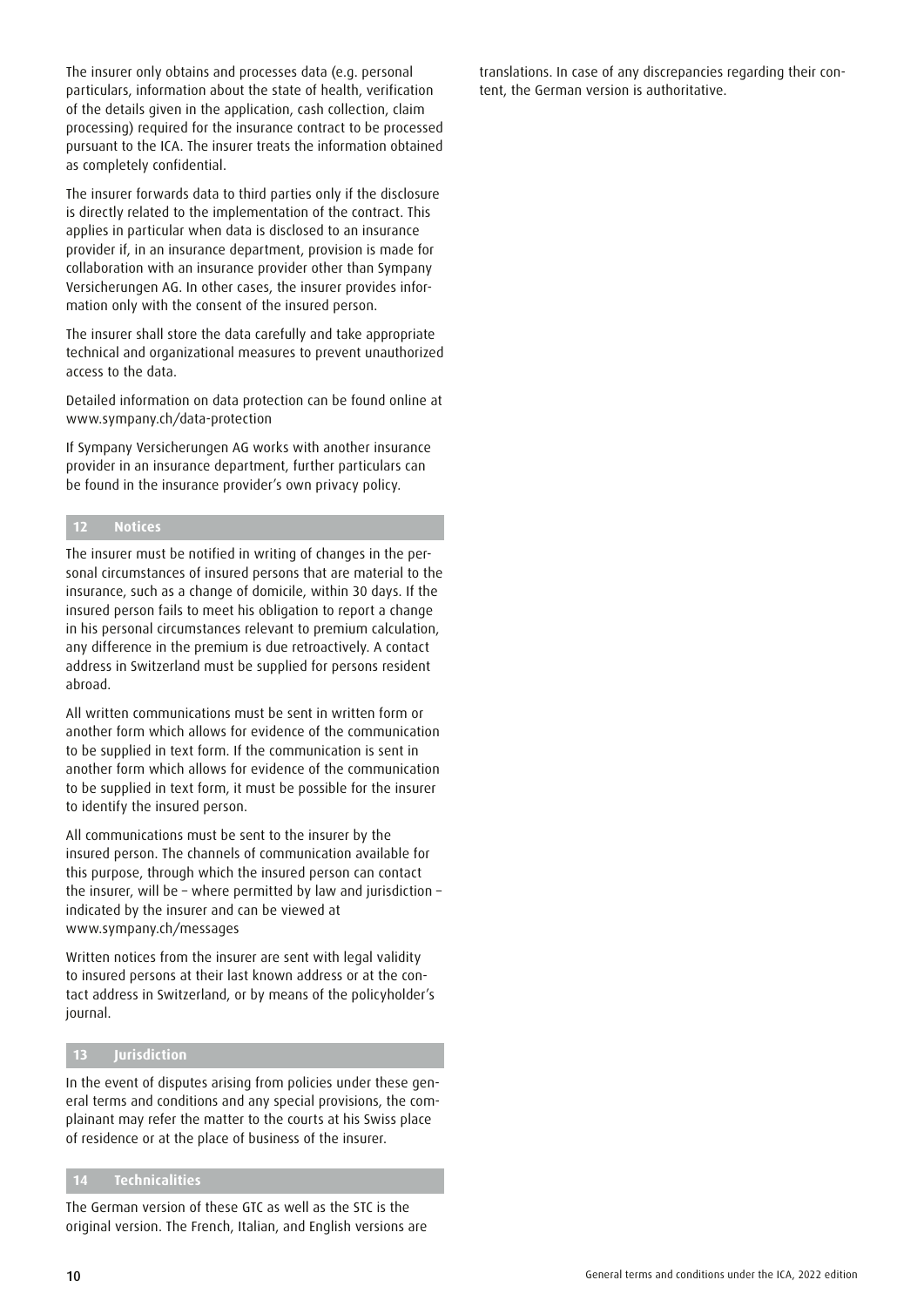The insurer only obtains and processes data (e.g. personal particulars, information about the state of health, verification of the details given in the application, cash collection, claim processing) required for the insurance contract to be processed pursuant to the ICA. The insurer treats the information obtained as completely confidential.

The insurer forwards data to third parties only if the disclosure is directly related to the implementation of the contract. This applies in particular when data is disclosed to an insurance provider if, in an insurance department, provision is made for collaboration with an insurance provider other than Sympany Versicherungen AG. In other cases, the insurer provides information only with the consent of the insured person.

The insurer shall store the data carefully and take appropriate technical and organizational measures to prevent unauthorized access to the data.

Detailed information on data protection can be found online at www.sympany.ch/data-protection

If Sympany Versicherungen AG works with another insurance provider in an insurance department, further particulars can be found in the insurance provider's own privacy policy.

## 12 Notices

The insurer must be notified in writing of changes in the personal circumstances of insured persons that are material to the insurance, such as a change of domicile, within 30 days. If the insured person fails to meet his obligation to report a change in his personal circumstances relevant to premium calculation, any difference in the premium is due retroactively. A contact address in Switzerland must be supplied for persons resident abroad.

All written communications must be sent in written form or another form which allows for evidence of the communication to be supplied in text form. If the communication is sent in another form which allows for evidence of the communication to be supplied in text form, it must be possible for the insurer to identify the insured person.

All communications must be sent to the insurer by the insured person. The channels of communication available for this purpose, through which the insured person can contact the insurer, will be – where permitted by law and jurisdiction – indicated by the insurer and can be viewed at www.sympany.ch/messages

Written notices from the insurer are sent with legal validity to insured persons at their last known address or at the contact address in Switzerland, or by means of the policyholder's journal.

## 13 Jurisdiction

In the event of disputes arising from policies under these general terms and conditions and any special provisions, the complainant may refer the matter to the courts at his Swiss place of residence or at the place of business of the insurer.

## 14 Technicalities

The German version of these GTC as well as the STC is the original version. The French, Italian, and English versions are translations. In case of any discrepancies regarding their content, the German version is authoritative.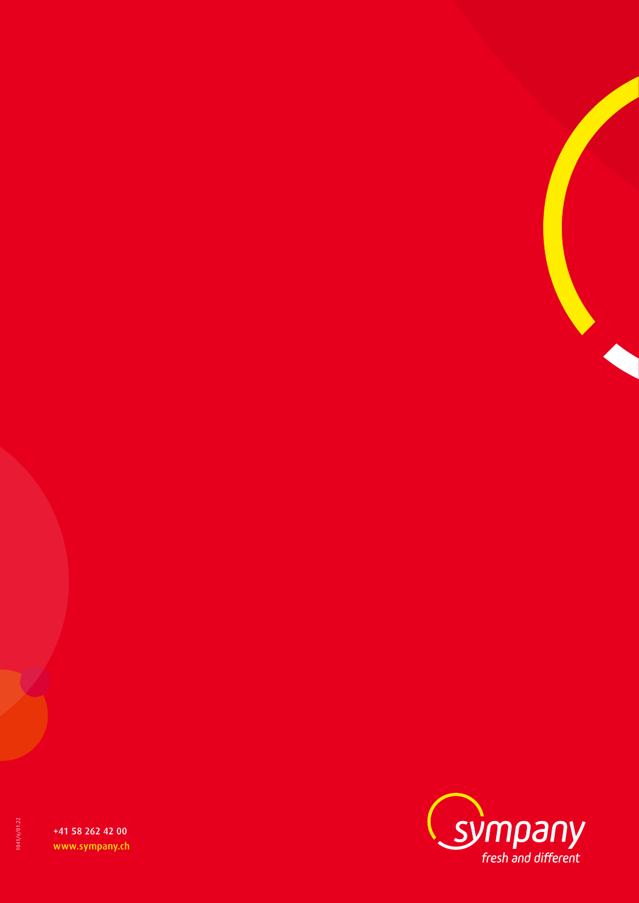1041/e/01.22

+41 58 262 42 00
www.sympany.ch

sympany
fresh and different